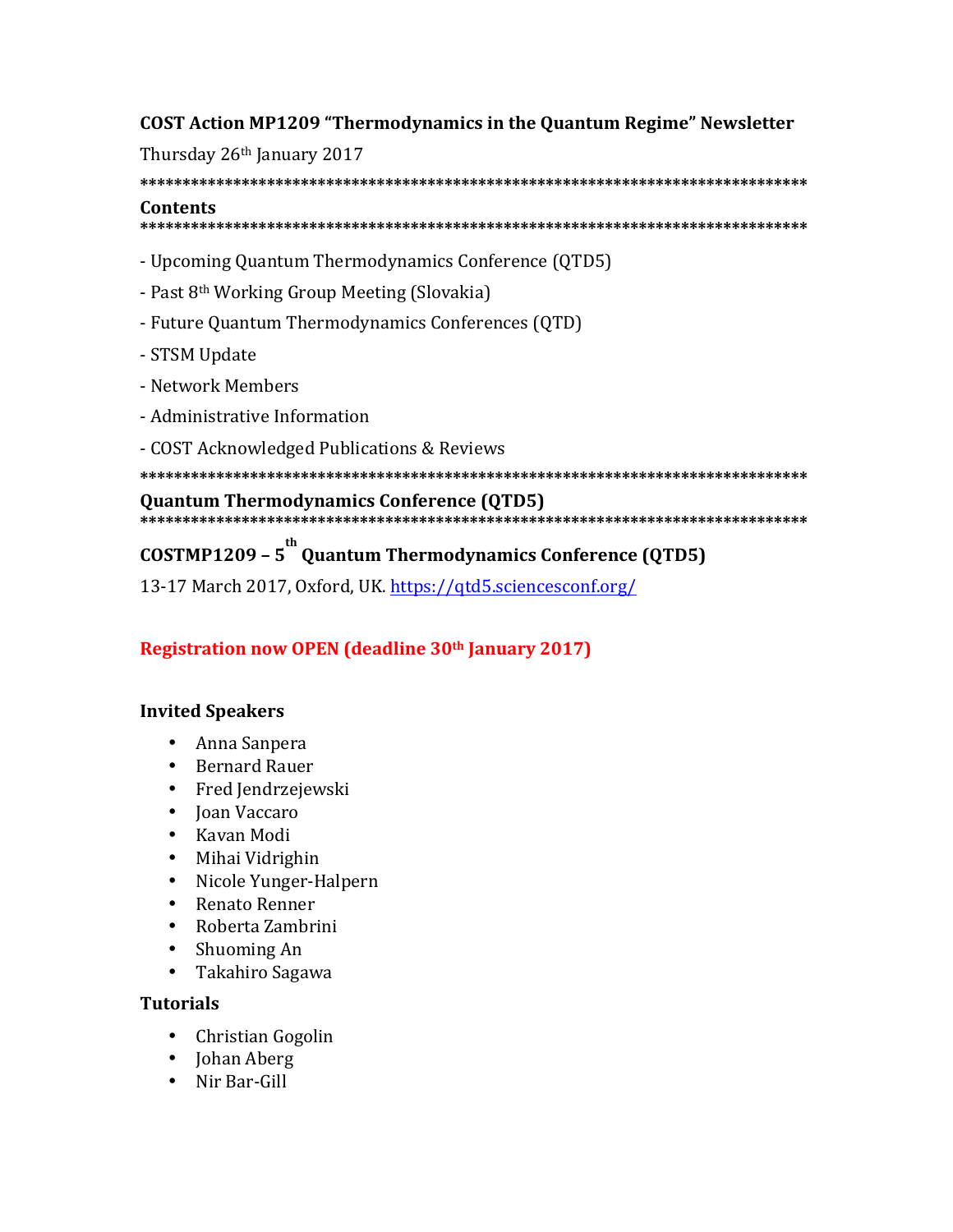**COST Action MP1209 "Thermodynamics in the Quantum Regime" Newsletter**

Thursday 26th January 2017

*******************************************************************************

**Contents**

*******************************************************************************

- Upcoming Quantum Thermodynamics Conference (QTD5)
- Past 8th Working Group Meeting (Slovakia)
- Future Quantum Thermodynamics Conferences (QTD)
- STSM Update
- Network Members
- Administrative Information
- COST Acknowledged Publications & Reviews

*******************************************************************************

**Quantum Thermodynamics Conference (QTD5)**

*******************************************************************************

## COSTMP1209 – 5th Quantum Thermodynamics Conference (QTD5)

13-17 March 2017, Oxford, UK. https://qtd5.sciencesconf.org/

**Registration now OPEN (deadline 30th January 2017)**

### Invited Speakers

- Anna Sanpera
- Bernard Rauer
- Fred Jendrzejewski
- Joan Vaccaro
- Kavan Modi
- Mihai Vidrighin
- Nicole Yunger-Halpern
- Renato Renner
- Roberta Zambrini
- Shuoming An
- Takahiro Sagawa

### Tutorials

- Christian Gogolin
- Johan Aberg
- Nir Bar-Gill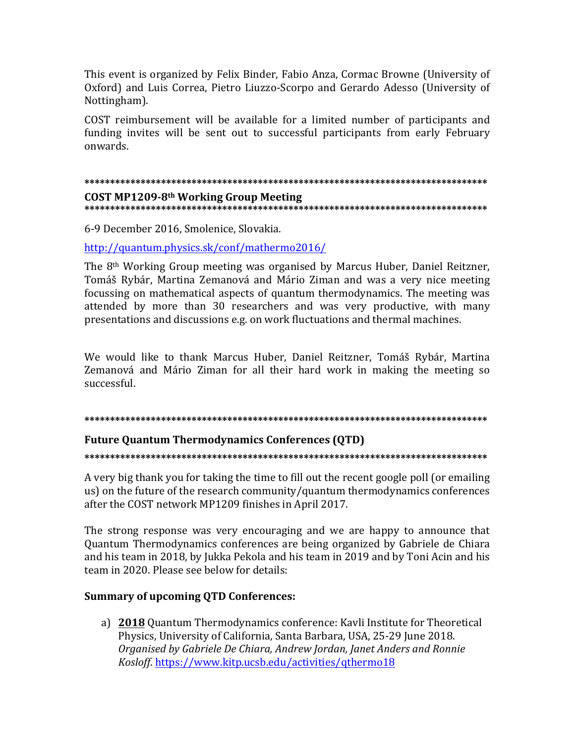This event is organized by Felix Binder, Fabio Anza, Cormac Browne (University of Oxford) and Luis Correa, Pietro Liuzzo-Scorpo and Gerardo Adesso (University of Nottingham).

COST reimbursement will be available for a limited number of participants and funding invites will be sent out to successful participants from early February onwards.

*******************************************************************************

**COST MP1209-8th Working Group Meeting**

*******************************************************************************

6-9 December 2016, Smolenice, Slovakia.

http://quantum.physics.sk/conf/mathermo2016/

The 8th Working Group meeting was organised by Marcus Huber, Daniel Reitzner, Tomáš Rybár, Martina Zemanová and Mário Ziman and was a very nice meeting focussing on mathematical aspects of quantum thermodynamics. The meeting was attended by more than 30 researchers and was very productive, with many presentations and discussions e.g. on work fluctuations and thermal machines.

We would like to thank Marcus Huber, Daniel Reitzner, Tomáš Rybár, Martina Zemanová and Mário Ziman for all their hard work in making the meeting so successful.

*******************************************************************************

**Future Quantum Thermodynamics Conferences (QTD)**

*******************************************************************************

A very big thank you for taking the time to fill out the recent google poll (or emailing us) on the future of the research community/quantum thermodynamics conferences after the COST network MP1209 finishes in April 2017.

The strong response was very encouraging and we are happy to announce that Quantum Thermodynamics conferences are being organized by Gabriele de Chiara and his team in 2018, by Jukka Pekola and his team in 2019 and by Toni Acin and his team in 2020. Please see below for details:

**Summary of upcoming QTD Conferences:**

a) **2018** Quantum Thermodynamics conference: Kavli Institute for Theoretical Physics, University of California, Santa Barbara, USA, 25-29 June 2018. *Organised by Gabriele De Chiara, Andrew Jordan, Janet Anders and Ronnie Kosloff.* https://www.kitp.ucsb.edu/activities/qthermo18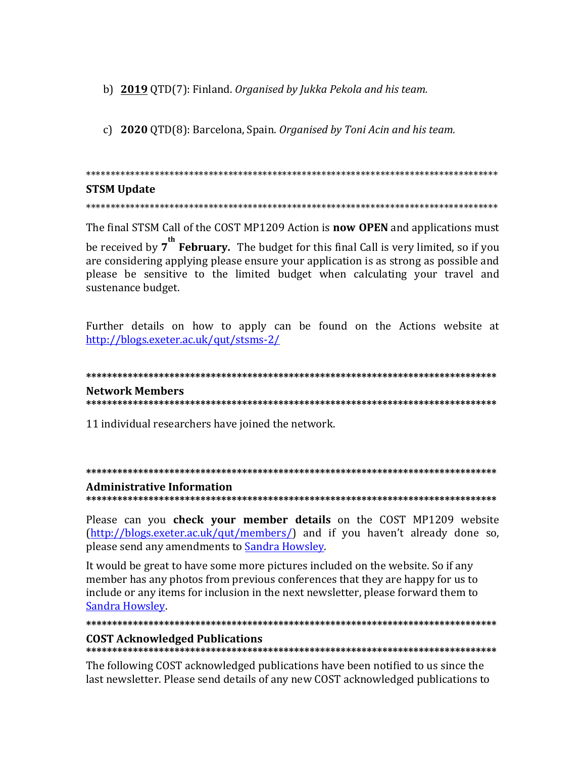b) **2019** QTD(7): Finland. *Organised by Jukka Pekola and his team.*

c) **2020** QTD(8): Barcelona, Spain. *Organised by Toni Acin and his team.*

************************************************************************************

**STSM Update**

************************************************************************************

The final STSM Call of the COST MP1209 Action is **now OPEN** and applications must be received by **7th February.** The budget for this final Call is very limited, so if you are considering applying please ensure your application is as strong as possible and please be sensitive to the limited budget when calculating your travel and sustenance budget.

Further details on how to apply can be found on the Actions website at [http://blogs.exeter.ac.uk/qut/stsms-2/](http://blogs.exeter.ac.uk/qut/stsms-2/)

************************************************************************************

**Network Members**

************************************************************************************

11 individual researchers have joined the network.

************************************************************************************

**Administrative Information**

************************************************************************************

Please can you **check your member details** on the COST MP1209 website ([http://blogs.exeter.ac.uk/qut/members/](http://blogs.exeter.ac.uk/qut/members/)) and if you haven't already done so, please send any amendments to Sandra Howsley.

It would be great to have some more pictures included on the website. So if any member has any photos from previous conferences that they are happy for us to include or any items for inclusion in the next newsletter, please forward them to Sandra Howsley.

************************************************************************************

**COST Acknowledged Publications**

************************************************************************************

The following COST acknowledged publications have been notified to us since the last newsletter. Please send details of any new COST acknowledged publications to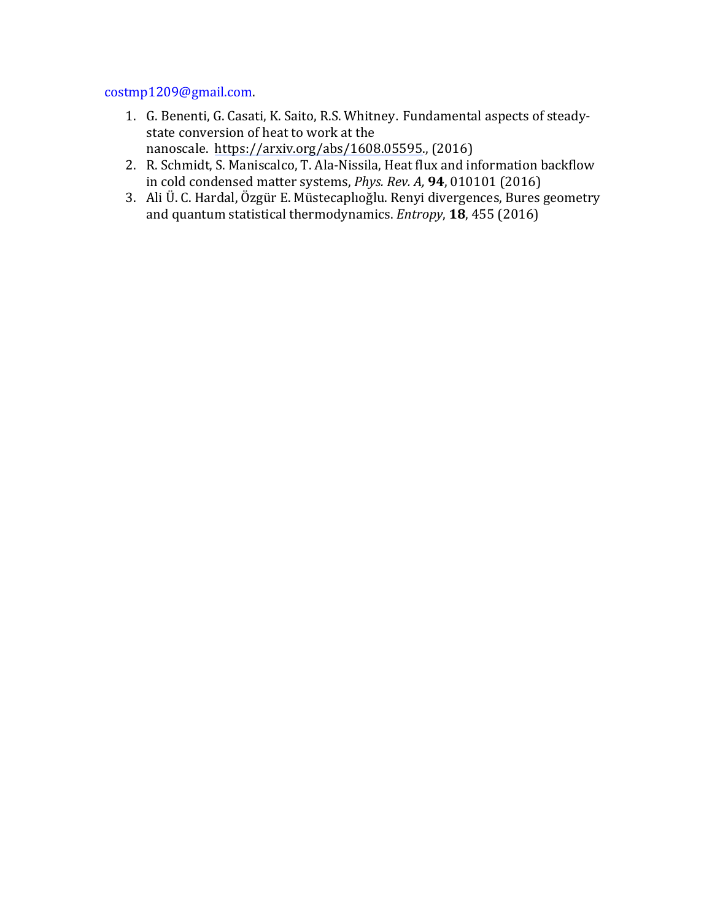costmp1209@gmail.com.

1. G. Benenti, G. Casati, K. Saito, R.S. Whitney. Fundamental aspects of steady-state conversion of heat to work at the nanoscale. https://arxiv.org/abs/1608.05595., (2016)
2. R. Schmidt, S. Maniscalco, T. Ala-Nissila, Heat flux and information backflow in cold condensed matter systems, *Phys. Rev. A,* **94**, 010101 (2016)
3. Ali Ü. C. Hardal, Özgür E. Müstecaplıoğlu. Renyi divergences, Bures geometry and quantum statistical thermodynamics. *Entropy*, **18**, 455 (2016)